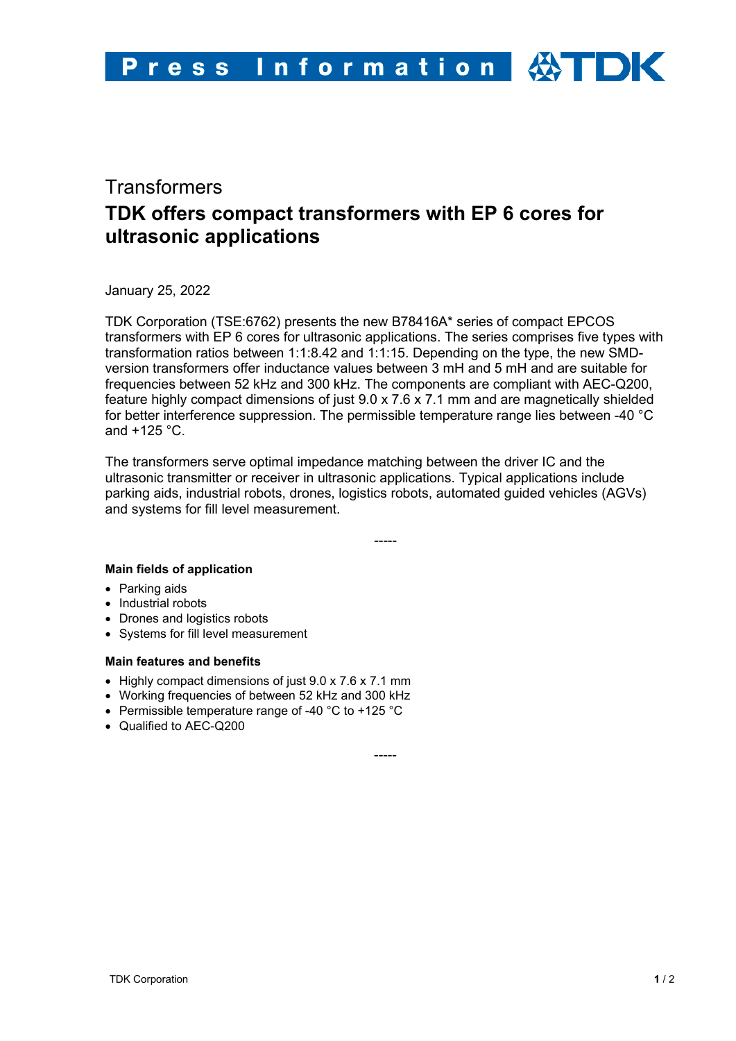Press Information

Transformers

# TDK offers compact transformers with EP 6 cores for ultrasonic applications

January 25, 2022

TDK Corporation (TSE:6762) presents the new B78416A* series of compact EPCOS transformers with EP 6 cores for ultrasonic applications. The series comprises five types with transformation ratios between 1:1:8.42 and 1:1:15. Depending on the type, the new SMD-version transformers offer inductance values between 3 mH and 5 mH and are suitable for frequencies between 52 kHz and 300 kHz. The components are compliant with AEC-Q200, feature highly compact dimensions of just 9.0 x 7.6 x 7.1 mm and are magnetically shielded for better interference suppression. The permissible temperature range lies between -40 °C and +125 °C.

The transformers serve optimal impedance matching between the driver IC and the ultrasonic transmitter or receiver in ultrasonic applications. Typical applications include parking aids, industrial robots, drones, logistics robots, automated guided vehicles (AGVs) and systems for fill level measurement.

-----

**Main fields of application**

- Parking aids
- Industrial robots
- Drones and logistics robots
- Systems for fill level measurement

**Main features and benefits**

- Highly compact dimensions of just 9.0 x 7.6 x 7.1 mm
- Working frequencies of between 52 kHz and 300 kHz
- Permissible temperature range of -40 °C to +125 °C
- Qualified to AEC-Q200

-----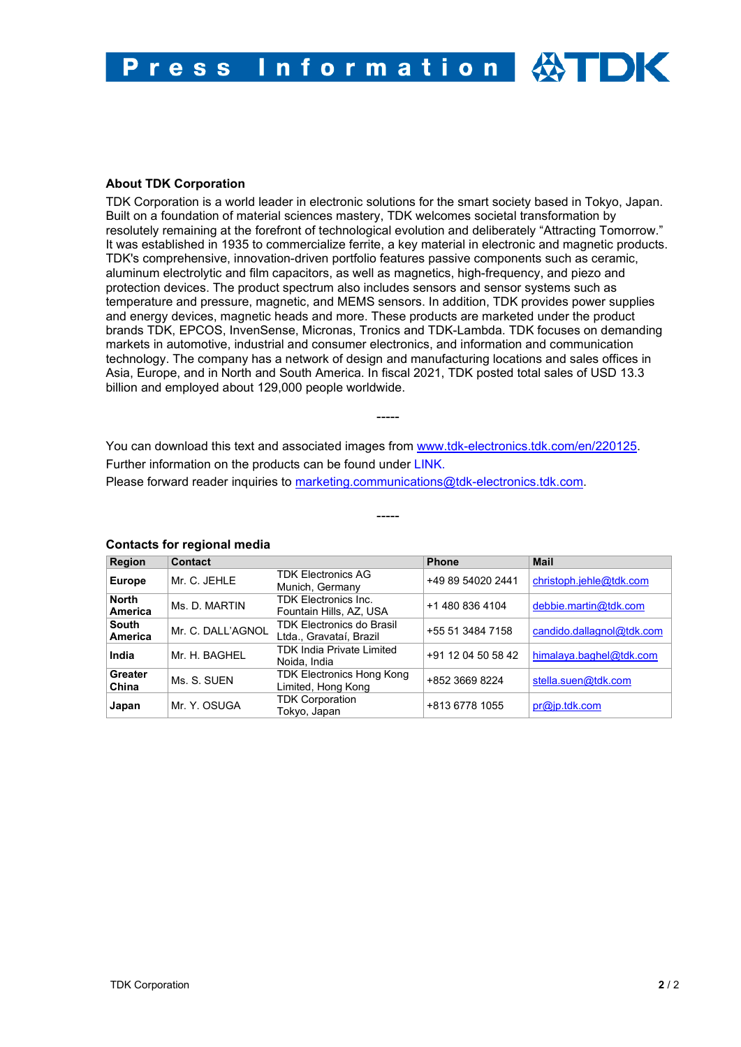**About TDK Corporation**

TDK Corporation is a world leader in electronic solutions for the smart society based in Tokyo, Japan. Built on a foundation of material sciences mastery, TDK welcomes societal transformation by resolutely remaining at the forefront of technological evolution and deliberately “Attracting Tomorrow.” It was established in 1935 to commercialize ferrite, a key material in electronic and magnetic products. TDK's comprehensive, innovation-driven portfolio features passive components such as ceramic, aluminum electrolytic and film capacitors, as well as magnetics, high-frequency, and piezo and protection devices. The product spectrum also includes sensors and sensor systems such as temperature and pressure, magnetic, and MEMS sensors. In addition, TDK provides power supplies and energy devices, magnetic heads and more. These products are marketed under the product brands TDK, EPCOS, InvenSense, Micronas, Tronics and TDK-Lambda. TDK focuses on demanding markets in automotive, industrial and consumer electronics, and information and communication technology. The company has a network of design and manufacturing locations and sales offices in Asia, Europe, and in North and South America. In fiscal 2021, TDK posted total sales of USD 13.3 billion and employed about 129,000 people worldwide.

-----

You can download this text and associated images from www.tdk-electronics.tdk.com/en/220125.
Further information on the products can be found under LINK.
Please forward reader inquiries to marketing.communications@tdk-electronics.tdk.com.

-----

**Contacts for regional media**

| Region | Contact | | Phone | Mail |
|---|---|---|---|---|
| **Europe** | Mr. C. JEHLE | TDK Electronics AG Munich, Germany | +49 89 54020 2441 | christoph.jehle@tdk.com |
| **North America** | Ms. D. MARTIN | TDK Electronics Inc. Fountain Hills, AZ, USA | +1 480 836 4104 | debbie.martin@tdk.com |
| **South America** | Mr. C. DALL’AGNOL | TDK Electronics do Brasil Ltda., Gravataí, Brazil | +55 51 3484 7158 | candido.dallagnol@tdk.com |
| **India** | Mr. H. BAGHEL | TDK India Private Limited Noida, India | +91 12 04 50 58 42 | himalaya.baghel@tdk.com |
| **Greater China** | Ms. S. SUEN | TDK Electronics Hong Kong Limited, Hong Kong | +852 3669 8224 | stella.suen@tdk.com |
| **Japan** | Mr. Y. OSUGA | TDK Corporation Tokyo, Japan | +813 6778 1055 | pr@jp.tdk.com |